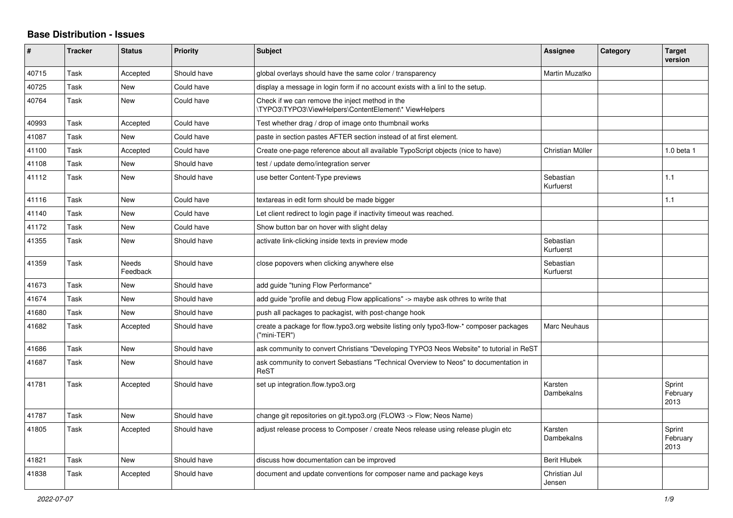# Base Distribution - Issues

| # | Tracker | Status | Priority | Subject | Assignee | Category | Target version |
|---|---|---|---|---|---|---|---|
| 40715 | Task | Accepted | Should have | global overlays should have the same color / transparency | Martin Muzatko | | |
| 40725 | Task | New | Could have | display a message in login form if no account exists with a linl to the setup. | | | |
| 40764 | Task | New | Could have | Check if we can remove the inject method in the \TYPO3\TYPO3\ViewHelpers\ContentElement\* ViewHelpers | | | |
| 40993 | Task | Accepted | Could have | Test whether drag / drop of image onto thumbnail works | | | |
| 41087 | Task | New | Could have | paste in section pastes AFTER section instead of at first element. | | | |
| 41100 | Task | Accepted | Could have | Create one-page reference about all available TypoScript objects (nice to have) | Christian Müller | | 1.0 beta 1 |
| 41108 | Task | New | Should have | test / update demo/integration server | | | |
| 41112 | Task | New | Should have | use better Content-Type previews | Sebastian Kurfuerst | | 1.1 |
| 41116 | Task | New | Could have | textareas in edit form should be made bigger | | | 1.1 |
| 41140 | Task | New | Could have | Let client redirect to login page if inactivity timeout was reached. | | | |
| 41172 | Task | New | Could have | Show button bar on hover with slight delay | | | |
| 41355 | Task | New | Should have | activate link-clicking inside texts in preview mode | Sebastian Kurfuerst | | |
| 41359 | Task | Needs Feedback | Should have | close popovers when clicking anywhere else | Sebastian Kurfuerst | | |
| 41673 | Task | New | Should have | add guide "tuning Flow Performance" | | | |
| 41674 | Task | New | Should have | add guide "profile and debug Flow applications" -> maybe ask othres to write that | | | |
| 41680 | Task | New | Should have | push all packages to packagist, with post-change hook | | | |
| 41682 | Task | Accepted | Should have | create a package for flow.typo3.org website listing only typo3-flow-* composer packages ("mini-TER") | Marc Neuhaus | | |
| 41686 | Task | New | Should have | ask community to convert Christians "Developing TYPO3 Neos Website" to tutorial in ReST | | | |
| 41687 | Task | New | Should have | ask community to convert Sebastians "Technical Overview to Neos" to documentation in ReST | | | |
| 41781 | Task | Accepted | Should have | set up integration.flow.typo3.org | Karsten Dambekalns | | Sprint February 2013 |
| 41787 | Task | New | Should have | change git repositories on git.typo3.org (FLOW3 -> Flow; Neos Name) | | | |
| 41805 | Task | Accepted | Should have | adjust release process to Composer / create Neos release using release plugin etc | Karsten Dambekalns | | Sprint February 2013 |
| 41821 | Task | New | Should have | discuss how documentation can be improved | Berit Hlubek | | |
| 41838 | Task | Accepted | Should have | document and update conventions for composer name and package keys | Christian Jul Jensen | | |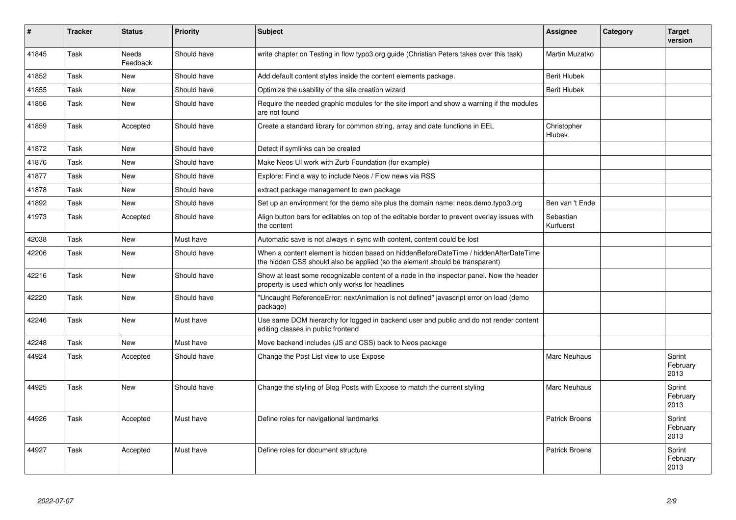| # | Tracker | Status | Priority | Subject | Assignee | Category | Target version |
|---|---|---|---|---|---|---|---|
| 41845 | Task | Needs Feedback | Should have | write chapter on Testing in flow.typo3.org guide (Christian Peters takes over this task) | Martin Muzatko | | |
| 41852 | Task | New | Should have | Add default content styles inside the content elements package. | Berit Hlubek | | |
| 41855 | Task | New | Should have | Optimize the usability of the site creation wizard | Berit Hlubek | | |
| 41856 | Task | New | Should have | Require the needed graphic modules for the site import and show a warning if the modules are not found | | | |
| 41859 | Task | Accepted | Should have | Create a standard library for common string, array and date functions in EEL | Christopher Hlubek | | |
| 41872 | Task | New | Should have | Detect if symlinks can be created | | | |
| 41876 | Task | New | Should have | Make Neos UI work with Zurb Foundation (for example) | | | |
| 41877 | Task | New | Should have | Explore: Find a way to include Neos / Flow news via RSS | | | |
| 41878 | Task | New | Should have | extract package management to own package | | | |
| 41892 | Task | New | Should have | Set up an environment for the demo site plus the domain name: neos.demo.typo3.org | Ben van 't Ende | | |
| 41973 | Task | Accepted | Should have | Align button bars for editables on top of the editable border to prevent overlay issues with the content | Sebastian Kurfuerst | | |
| 42038 | Task | New | Must have | Automatic save is not always in sync with content, content could be lost | | | |
| 42206 | Task | New | Should have | When a content element is hidden based on hiddenBeforeDateTime / hiddenAfterDateTime the hidden CSS should also be applied (so the element should be transparent) | | | |
| 42216 | Task | New | Should have | Show at least some recognizable content of a node in the inspector panel. Now the header property is used which only works for headlines | | | |
| 42220 | Task | New | Should have | "Uncaught ReferenceError: nextAnimation is not defined" javascript error on load (demo package) | | | |
| 42246 | Task | New | Must have | Use same DOM hierarchy for logged in backend user and public and do not render content editing classes in public frontend | | | |
| 42248 | Task | New | Must have | Move backend includes (JS and CSS) back to Neos package | | | |
| 44924 | Task | Accepted | Should have | Change the Post List view to use Expose | Marc Neuhaus | | Sprint February 2013 |
| 44925 | Task | New | Should have | Change the styling of Blog Posts with Expose to match the current styling | Marc Neuhaus | | Sprint February 2013 |
| 44926 | Task | Accepted | Must have | Define roles for navigational landmarks | Patrick Broens | | Sprint February 2013 |
| 44927 | Task | Accepted | Must have | Define roles for document structure | Patrick Broens | | Sprint February 2013 |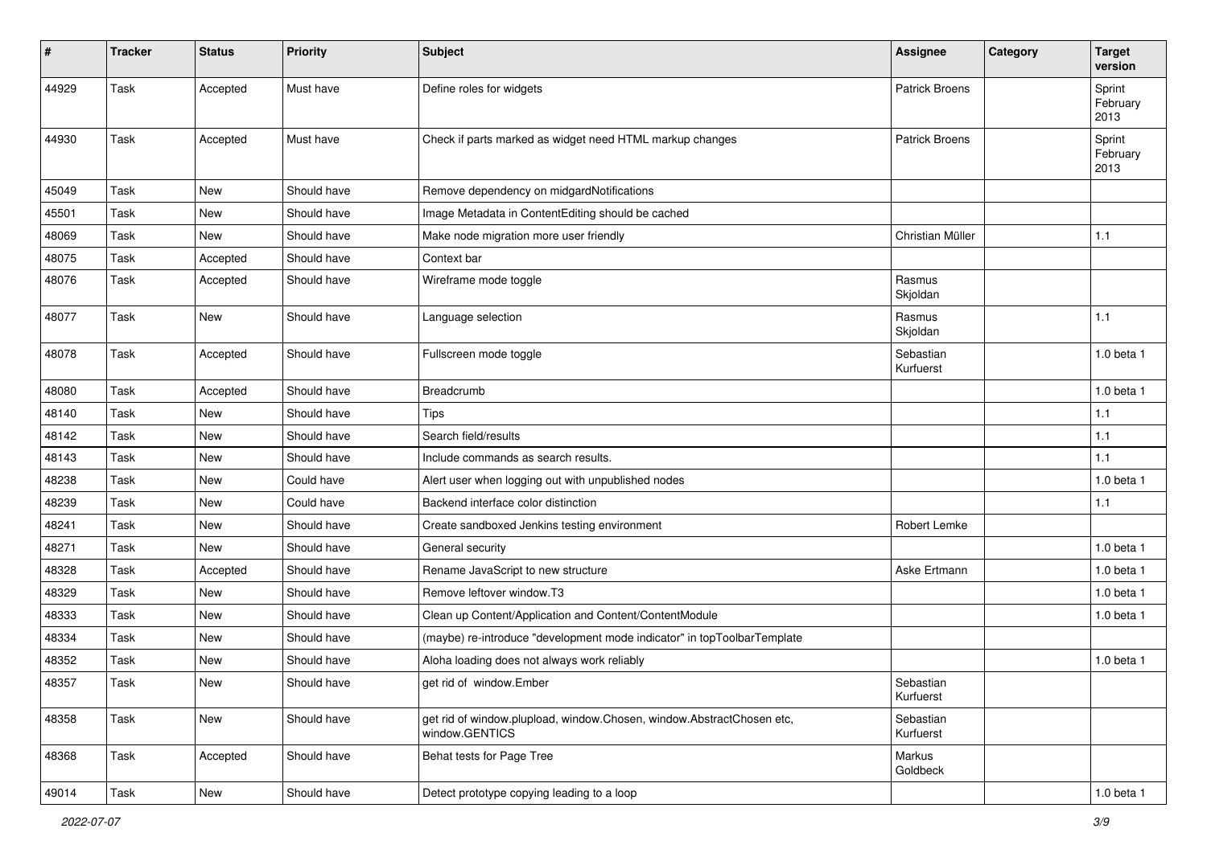| # | Tracker | Status | Priority | Subject | Assignee | Category | Target version |
|---|---|---|---|---|---|---|---|
| 44929 | Task | Accepted | Must have | Define roles for widgets | Patrick Broens | | Sprint February 2013 |
| 44930 | Task | Accepted | Must have | Check if parts marked as widget need HTML markup changes | Patrick Broens | | Sprint February 2013 |
| 45049 | Task | New | Should have | Remove dependency on midgardNotifications | | | |
| 45501 | Task | New | Should have | Image Metadata in ContentEditing should be cached | | | |
| 48069 | Task | New | Should have | Make node migration more user friendly | Christian Müller | | 1.1 |
| 48075 | Task | Accepted | Should have | Context bar | | | |
| 48076 | Task | Accepted | Should have | Wireframe mode toggle | Rasmus Skjoldan | | |
| 48077 | Task | New | Should have | Language selection | Rasmus Skjoldan | | 1.1 |
| 48078 | Task | Accepted | Should have | Fullscreen mode toggle | Sebastian Kurfuerst | | 1.0 beta 1 |
| 48080 | Task | Accepted | Should have | Breadcrumb | | | 1.0 beta 1 |
| 48140 | Task | New | Should have | Tips | | | 1.1 |
| 48142 | Task | New | Should have | Search field/results | | | 1.1 |
| 48143 | Task | New | Should have | Include commands as search results. | | | 1.1 |
| 48238 | Task | New | Could have | Alert user when logging out with unpublished nodes | | | 1.0 beta 1 |
| 48239 | Task | New | Could have | Backend interface color distinction | | | 1.1 |
| 48241 | Task | New | Should have | Create sandboxed Jenkins testing environment | Robert Lemke | | |
| 48271 | Task | New | Should have | General security | | | 1.0 beta 1 |
| 48328 | Task | Accepted | Should have | Rename JavaScript to new structure | Aske Ertmann | | 1.0 beta 1 |
| 48329 | Task | New | Should have | Remove leftover window.T3 | | | 1.0 beta 1 |
| 48333 | Task | New | Should have | Clean up Content/Application and Content/ContentModule | | | 1.0 beta 1 |
| 48334 | Task | New | Should have | (maybe) re-introduce "development mode indicator" in topToolbarTemplate | | | |
| 48352 | Task | New | Should have | Aloha loading does not always work reliably | | | 1.0 beta 1 |
| 48357 | Task | New | Should have | get rid of window.Ember | Sebastian Kurfuerst | | |
| 48358 | Task | New | Should have | get rid of window.plupload, window.Chosen, window.AbstractChosen etc, window.GENTICS | Sebastian Kurfuerst | | |
| 48368 | Task | Accepted | Should have | Behat tests for Page Tree | Markus Goldbeck | | |
| 49014 | Task | New | Should have | Detect prototype copying leading to a loop | | | 1.0 beta 1 |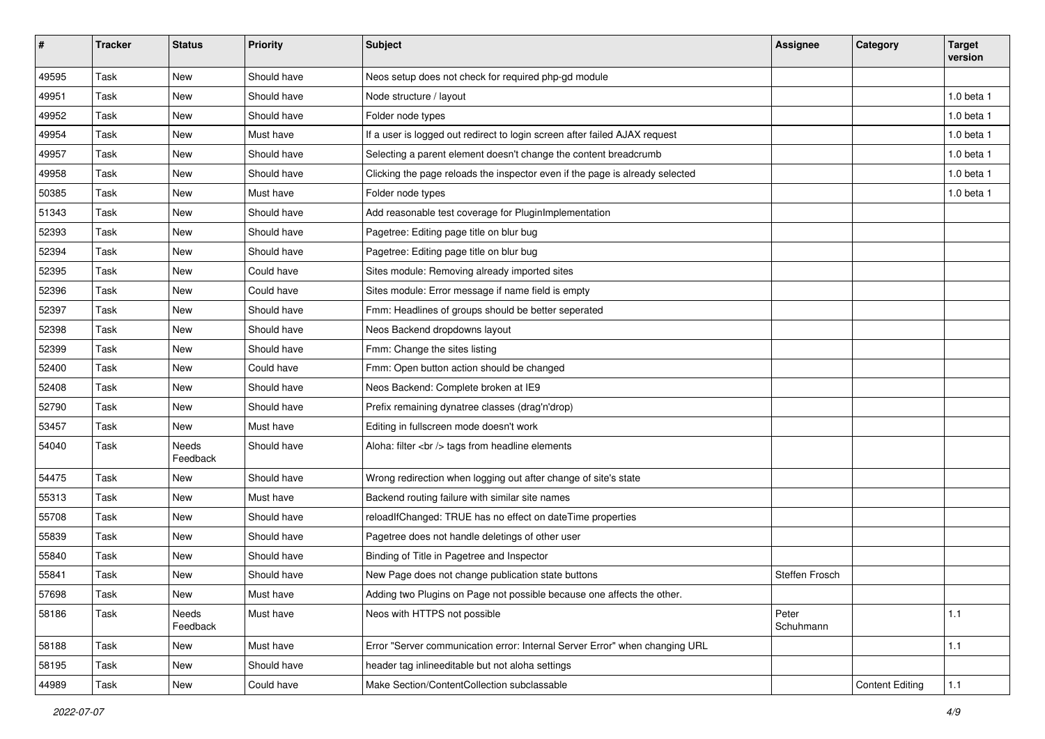| # | Tracker | Status | Priority | Subject | Assignee | Category | Target version |
|---|---|---|---|---|---|---|---|
| 49595 | Task | New | Should have | Neos setup does not check for required php-gd module | | | |
| 49951 | Task | New | Should have | Node structure / layout | | | 1.0 beta 1 |
| 49952 | Task | New | Should have | Folder node types | | | 1.0 beta 1 |
| 49954 | Task | New | Must have | If a user is logged out redirect to login screen after failed AJAX request | | | 1.0 beta 1 |
| 49957 | Task | New | Should have | Selecting a parent element doesn't change the content breadcrumb | | | 1.0 beta 1 |
| 49958 | Task | New | Should have | Clicking the page reloads the inspector even if the page is already selected | | | 1.0 beta 1 |
| 50385 | Task | New | Must have | Folder node types | | | 1.0 beta 1 |
| 51343 | Task | New | Should have | Add reasonable test coverage for PluginImplementation | | | |
| 52393 | Task | New | Should have | Pagetree: Editing page title on blur bug | | | |
| 52394 | Task | New | Should have | Pagetree: Editing page title on blur bug | | | |
| 52395 | Task | New | Could have | Sites module: Removing already imported sites | | | |
| 52396 | Task | New | Could have | Sites module: Error message if name field is empty | | | |
| 52397 | Task | New | Should have | Fmm: Headlines of groups should be better seperated | | | |
| 52398 | Task | New | Should have | Neos Backend dropdowns layout | | | |
| 52399 | Task | New | Should have | Fmm: Change the sites listing | | | |
| 52400 | Task | New | Could have | Fmm: Open button action should be changed | | | |
| 52408 | Task | New | Should have | Neos Backend: Complete broken at IE9 | | | |
| 52790 | Task | New | Should have | Prefix remaining dynatree classes (drag'n'drop) | | | |
| 53457 | Task | New | Must have | Editing in fullscreen mode doesn't work | | | |
| 54040 | Task | Needs Feedback | Should have | Aloha: filter <br /> tags from headline elements | | | |
| 54475 | Task | New | Should have | Wrong redirection when logging out after change of site's state | | | |
| 55313 | Task | New | Must have | Backend routing failure with similar site names | | | |
| 55708 | Task | New | Should have | reloadIfChanged: TRUE has no effect on dateTime properties | | | |
| 55839 | Task | New | Should have | Pagetree does not handle deletings of other user | | | |
| 55840 | Task | New | Should have | Binding of Title in Pagetree and Inspector | | | |
| 55841 | Task | New | Should have | New Page does not change publication state buttons | Steffen Frosch | | |
| 57698 | Task | New | Must have | Adding two Plugins on Page not possible because one affects the other. | | | |
| 58186 | Task | Needs Feedback | Must have | Neos with HTTPS not possible | Peter Schuhmann | | 1.1 |
| 58188 | Task | New | Must have | Error "Server communication error: Internal Server Error" when changing URL | | | 1.1 |
| 58195 | Task | New | Should have | header tag inlineeditable but not aloha settings | | | |
| 44989 | Task | New | Could have | Make Section/ContentCollection subclassable | | Content Editing | 1.1 |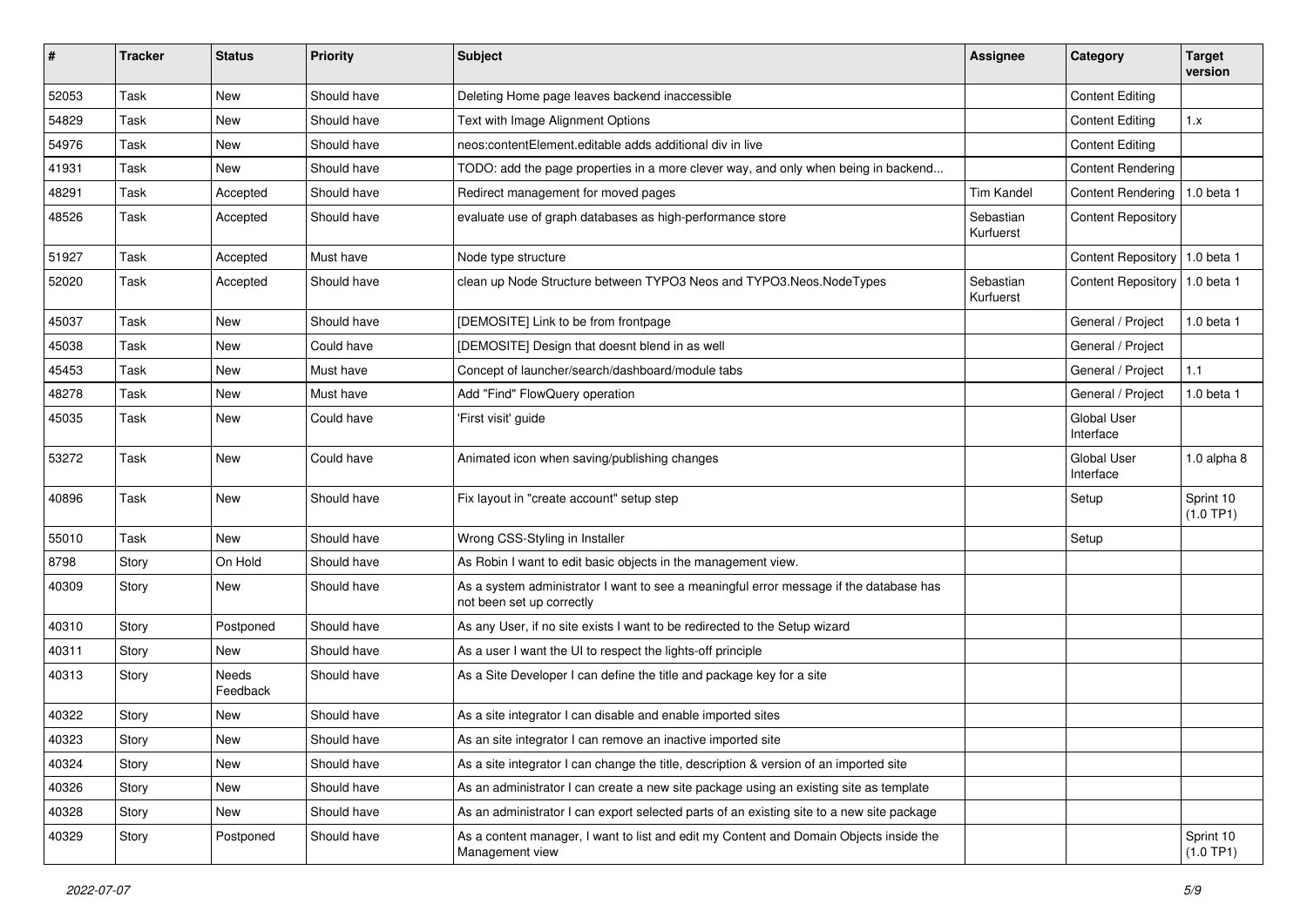| # | Tracker | Status | Priority | Subject | Assignee | Category | Target version |
|---|---|---|---|---|---|---|---|
| 52053 | Task | New | Should have | Deleting Home page leaves backend inaccessible | | Content Editing | |
| 54829 | Task | New | Should have | Text with Image Alignment Options | | Content Editing | 1.x |
| 54976 | Task | New | Should have | neos:contentElement.editable adds additional div in live | | Content Editing | |
| 41931 | Task | New | Should have | TODO: add the page properties in a more clever way, and only when being in backend... | | Content Rendering | |
| 48291 | Task | Accepted | Should have | Redirect management for moved pages | Tim Kandel | Content Rendering | 1.0 beta 1 |
| 48526 | Task | Accepted | Should have | evaluate use of graph databases as high-performance store | Sebastian Kurfuerst | Content Repository | |
| 51927 | Task | Accepted | Must have | Node type structure | | Content Repository | 1.0 beta 1 |
| 52020 | Task | Accepted | Should have | clean up Node Structure between TYPO3 Neos and TYPO3.Neos.NodeTypes | Sebastian Kurfuerst | Content Repository | 1.0 beta 1 |
| 45037 | Task | New | Should have | [DEMOSITE] Link to be from frontpage | | General / Project | 1.0 beta 1 |
| 45038 | Task | New | Could have | [DEMOSITE] Design that doesnt blend in as well | | General / Project | |
| 45453 | Task | New | Must have | Concept of launcher/search/dashboard/module tabs | | General / Project | 1.1 |
| 48278 | Task | New | Must have | Add "Find" FlowQuery operation | | General / Project | 1.0 beta 1 |
| 45035 | Task | New | Could have | 'First visit' guide | | Global User Interface | |
| 53272 | Task | New | Could have | Animated icon when saving/publishing changes | | Global User Interface | 1.0 alpha 8 |
| 40896 | Task | New | Should have | Fix layout in "create account" setup step | | Setup | Sprint 10 (1.0 TP1) |
| 55010 | Task | New | Should have | Wrong CSS-Styling in Installer | | Setup | |
| 8798 | Story | On Hold | Should have | As Robin I want to edit basic objects in the management view. | | | |
| 40309 | Story | New | Should have | As a system administrator I want to see a meaningful error message if the database has not been set up correctly | | | |
| 40310 | Story | Postponed | Should have | As any User, if no site exists I want to be redirected to the Setup wizard | | | |
| 40311 | Story | New | Should have | As a user I want the UI to respect the lights-off principle | | | |
| 40313 | Story | Needs Feedback | Should have | As a Site Developer I can define the title and package key for a site | | | |
| 40322 | Story | New | Should have | As a site integrator I can disable and enable imported sites | | | |
| 40323 | Story | New | Should have | As an site integrator I can remove an inactive imported site | | | |
| 40324 | Story | New | Should have | As a site integrator I can change the title, description & version of an imported site | | | |
| 40326 | Story | New | Should have | As an administrator I can create a new site package using an existing site as template | | | |
| 40328 | Story | New | Should have | As an administrator I can export selected parts of an existing site to a new site package | | | |
| 40329 | Story | Postponed | Should have | As a content manager, I want to list and edit my Content and Domain Objects inside the Management view | | | Sprint 10 (1.0 TP1) |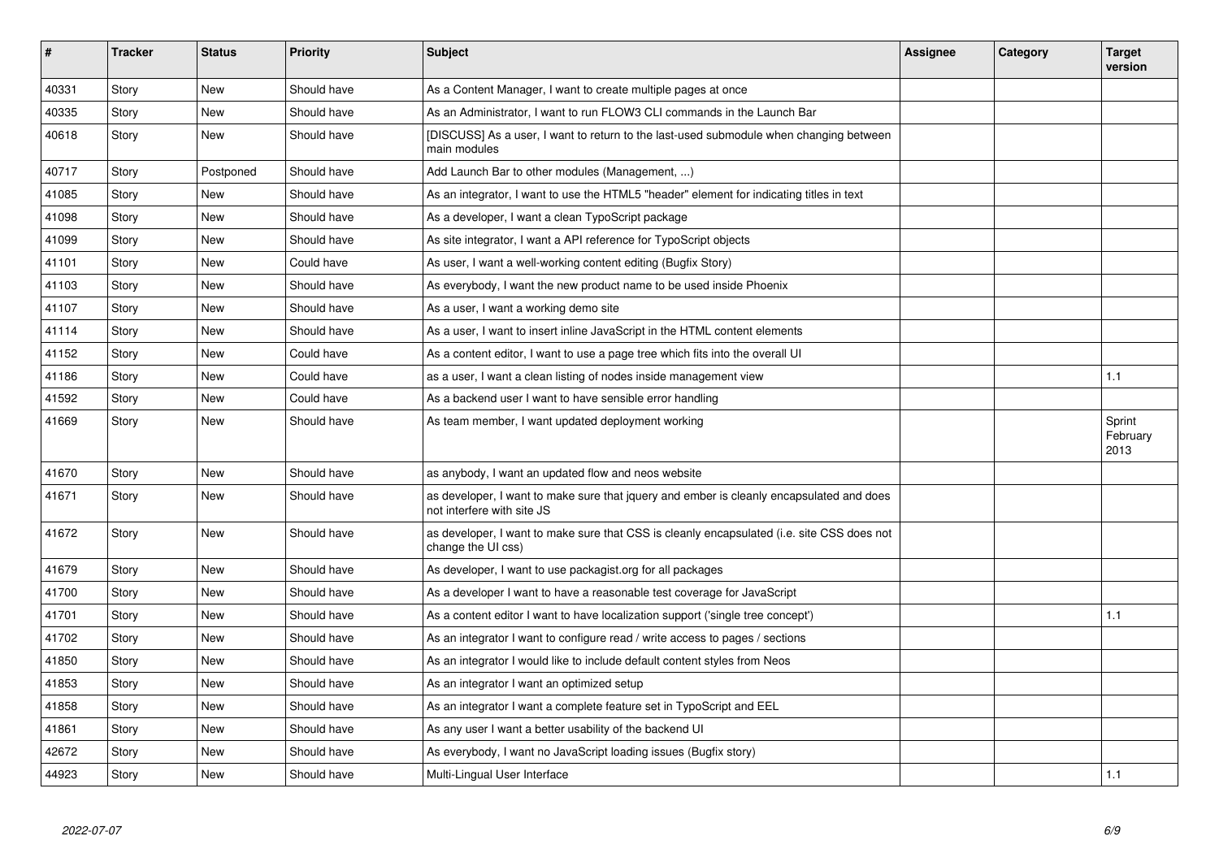| # | Tracker | Status | Priority | Subject | Assignee | Category | Target version |
|---|---|---|---|---|---|---|---|
| 40331 | Story | New | Should have | As a Content Manager, I want to create multiple pages at once | | | |
| 40335 | Story | New | Should have | As an Administrator, I want to run FLOW3 CLI commands in the Launch Bar | | | |
| 40618 | Story | New | Should have | [DISCUSS] As a user, I want to return to the last-used submodule when changing between main modules | | | |
| 40717 | Story | Postponed | Should have | Add Launch Bar to other modules (Management, ...) | | | |
| 41085 | Story | New | Should have | As an integrator, I want to use the HTML5 "header" element for indicating titles in text | | | |
| 41098 | Story | New | Should have | As a developer, I want a clean TypoScript package | | | |
| 41099 | Story | New | Should have | As site integrator, I want a API reference for TypoScript objects | | | |
| 41101 | Story | New | Could have | As user, I want a well-working content editing (Bugfix Story) | | | |
| 41103 | Story | New | Should have | As everybody, I want the new product name to be used inside Phoenix | | | |
| 41107 | Story | New | Should have | As a user, I want a working demo site | | | |
| 41114 | Story | New | Should have | As a user, I want to insert inline JavaScript in the HTML content elements | | | |
| 41152 | Story | New | Could have | As a content editor, I want to use a page tree which fits into the overall UI | | | |
| 41186 | Story | New | Could have | as a user, I want a clean listing of nodes inside management view | | | 1.1 |
| 41592 | Story | New | Could have | As a backend user I want to have sensible error handling | | | |
| 41669 | Story | New | Should have | As team member, I want updated deployment working | | | Sprint February 2013 |
| 41670 | Story | New | Should have | as anybody, I want an updated flow and neos website | | | |
| 41671 | Story | New | Should have | as developer, I want to make sure that jquery and ember is cleanly encapsulated and does not interfere with site JS | | | |
| 41672 | Story | New | Should have | as developer, I want to make sure that CSS is cleanly encapsulated (i.e. site CSS does not change the UI css) | | | |
| 41679 | Story | New | Should have | As developer, I want to use packagist.org for all packages | | | |
| 41700 | Story | New | Should have | As a developer I want to have a reasonable test coverage for JavaScript | | | |
| 41701 | Story | New | Should have | As a content editor I want to have localization support ('single tree concept') | | | 1.1 |
| 41702 | Story | New | Should have | As an integrator I want to configure read / write access to pages / sections | | | |
| 41850 | Story | New | Should have | As an integrator I would like to include default content styles from Neos | | | |
| 41853 | Story | New | Should have | As an integrator I want an optimized setup | | | |
| 41858 | Story | New | Should have | As an integrator I want a complete feature set in TypoScript and EEL | | | |
| 41861 | Story | New | Should have | As any user I want a better usability of the backend UI | | | |
| 42672 | Story | New | Should have | As everybody, I want no JavaScript loading issues (Bugfix story) | | | |
| 44923 | Story | New | Should have | Multi-Lingual User Interface | | | 1.1 |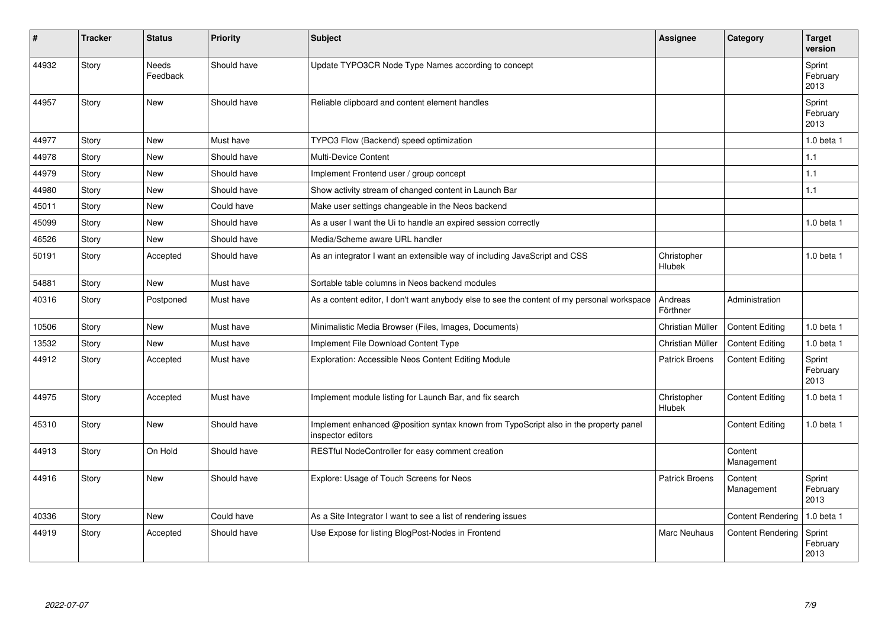| # | Tracker | Status | Priority | Subject | Assignee | Category | Target version |
|---|---|---|---|---|---|---|---|
| 44932 | Story | Needs Feedback | Should have | Update TYPO3CR Node Type Names according to concept | | | Sprint February 2013 |
| 44957 | Story | New | Should have | Reliable clipboard and content element handles | | | Sprint February 2013 |
| 44977 | Story | New | Must have | TYPO3 Flow (Backend) speed optimization | | | 1.0 beta 1 |
| 44978 | Story | New | Should have | Multi-Device Content | | | 1.1 |
| 44979 | Story | New | Should have | Implement Frontend user / group concept | | | 1.1 |
| 44980 | Story | New | Should have | Show activity stream of changed content in Launch Bar | | | 1.1 |
| 45011 | Story | New | Could have | Make user settings changeable in the Neos backend | | | |
| 45099 | Story | New | Should have | As a user I want the Ui to handle an expired session correctly | | | 1.0 beta 1 |
| 46526 | Story | New | Should have | Media/Scheme aware URL handler | | | |
| 50191 | Story | Accepted | Should have | As an integrator I want an extensible way of including JavaScript and CSS | Christopher Hlubek | | 1.0 beta 1 |
| 54881 | Story | New | Must have | Sortable table columns in Neos backend modules | | | |
| 40316 | Story | Postponed | Must have | As a content editor, I don't want anybody else to see the content of my personal workspace | Andreas Förthner | Administration | |
| 10506 | Story | New | Must have | Minimalistic Media Browser (Files, Images, Documents) | Christian Müller | Content Editing | 1.0 beta 1 |
| 13532 | Story | New | Must have | Implement File Download Content Type | Christian Müller | Content Editing | 1.0 beta 1 |
| 44912 | Story | Accepted | Must have | Exploration: Accessible Neos Content Editing Module | Patrick Broens | Content Editing | Sprint February 2013 |
| 44975 | Story | Accepted | Must have | Implement module listing for Launch Bar, and fix search | Christopher Hlubek | Content Editing | 1.0 beta 1 |
| 45310 | Story | New | Should have | Implement enhanced @position syntax known from TypoScript also in the property panel inspector editors | | Content Editing | 1.0 beta 1 |
| 44913 | Story | On Hold | Should have | RESTful NodeController for easy comment creation | | Content Management | |
| 44916 | Story | New | Should have | Explore: Usage of Touch Screens for Neos | Patrick Broens | Content Management | Sprint February 2013 |
| 40336 | Story | New | Could have | As a Site Integrator I want to see a list of rendering issues | | Content Rendering | 1.0 beta 1 |
| 44919 | Story | Accepted | Should have | Use Expose for listing BlogPost-Nodes in Frontend | Marc Neuhaus | Content Rendering | Sprint February 2013 |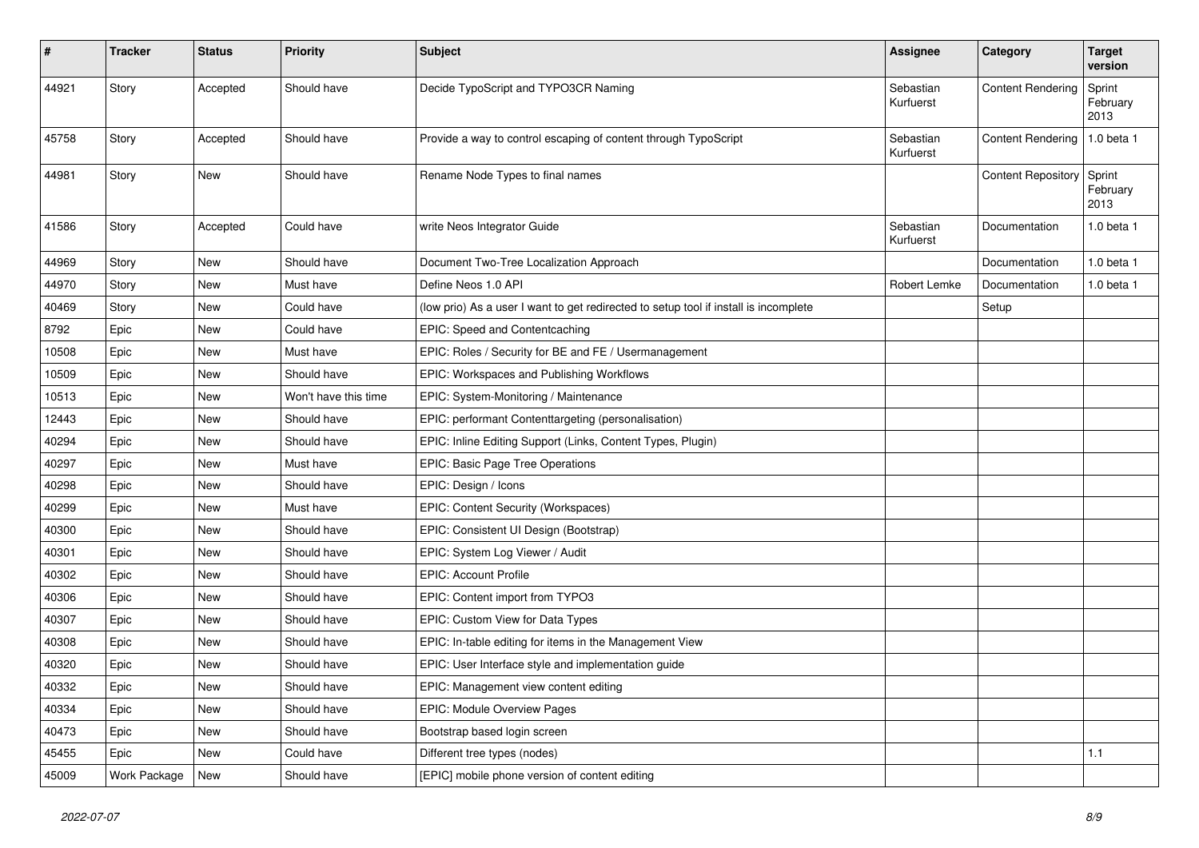| # | Tracker | Status | Priority | Subject | Assignee | Category | Target version |
|---|---|---|---|---|---|---|---|
| 44921 | Story | Accepted | Should have | Decide TypoScript and TYPO3CR Naming | Sebastian Kurfuerst | Content Rendering | Sprint February 2013 |
| 45758 | Story | Accepted | Should have | Provide a way to control escaping of content through TypoScript | Sebastian Kurfuerst | Content Rendering | 1.0 beta 1 |
| 44981 | Story | New | Should have | Rename Node Types to final names | | Content Repository | Sprint February 2013 |
| 41586 | Story | Accepted | Could have | write Neos Integrator Guide | Sebastian Kurfuerst | Documentation | 1.0 beta 1 |
| 44969 | Story | New | Should have | Document Two-Tree Localization Approach | | Documentation | 1.0 beta 1 |
| 44970 | Story | New | Must have | Define Neos 1.0 API | Robert Lemke | Documentation | 1.0 beta 1 |
| 40469 | Story | New | Could have | (low prio) As a user I want to get redirected to setup tool if install is incomplete | | Setup | |
| 8792 | Epic | New | Could have | EPIC: Speed and Contentcaching | | | |
| 10508 | Epic | New | Must have | EPIC: Roles / Security for BE and FE / Usermanagement | | | |
| 10509 | Epic | New | Should have | EPIC: Workspaces and Publishing Workflows | | | |
| 10513 | Epic | New | Won't have this time | EPIC: System-Monitoring / Maintenance | | | |
| 12443 | Epic | New | Should have | EPIC: performant Contenttargeting (personalisation) | | | |
| 40294 | Epic | New | Should have | EPIC: Inline Editing Support (Links, Content Types, Plugin) | | | |
| 40297 | Epic | New | Must have | EPIC: Basic Page Tree Operations | | | |
| 40298 | Epic | New | Should have | EPIC: Design / Icons | | | |
| 40299 | Epic | New | Must have | EPIC: Content Security (Workspaces) | | | |
| 40300 | Epic | New | Should have | EPIC: Consistent UI Design (Bootstrap) | | | |
| 40301 | Epic | New | Should have | EPIC: System Log Viewer / Audit | | | |
| 40302 | Epic | New | Should have | EPIC: Account Profile | | | |
| 40306 | Epic | New | Should have | EPIC: Content import from TYPO3 | | | |
| 40307 | Epic | New | Should have | EPIC: Custom View for Data Types | | | |
| 40308 | Epic | New | Should have | EPIC: In-table editing for items in the Management View | | | |
| 40320 | Epic | New | Should have | EPIC: User Interface style and implementation guide | | | |
| 40332 | Epic | New | Should have | EPIC: Management view content editing | | | |
| 40334 | Epic | New | Should have | EPIC: Module Overview Pages | | | |
| 40473 | Epic | New | Should have | Bootstrap based login screen | | | |
| 45455 | Epic | New | Could have | Different tree types (nodes) | | | 1.1 |
| 45009 | Work Package | New | Should have | [EPIC] mobile phone version of content editing | | | |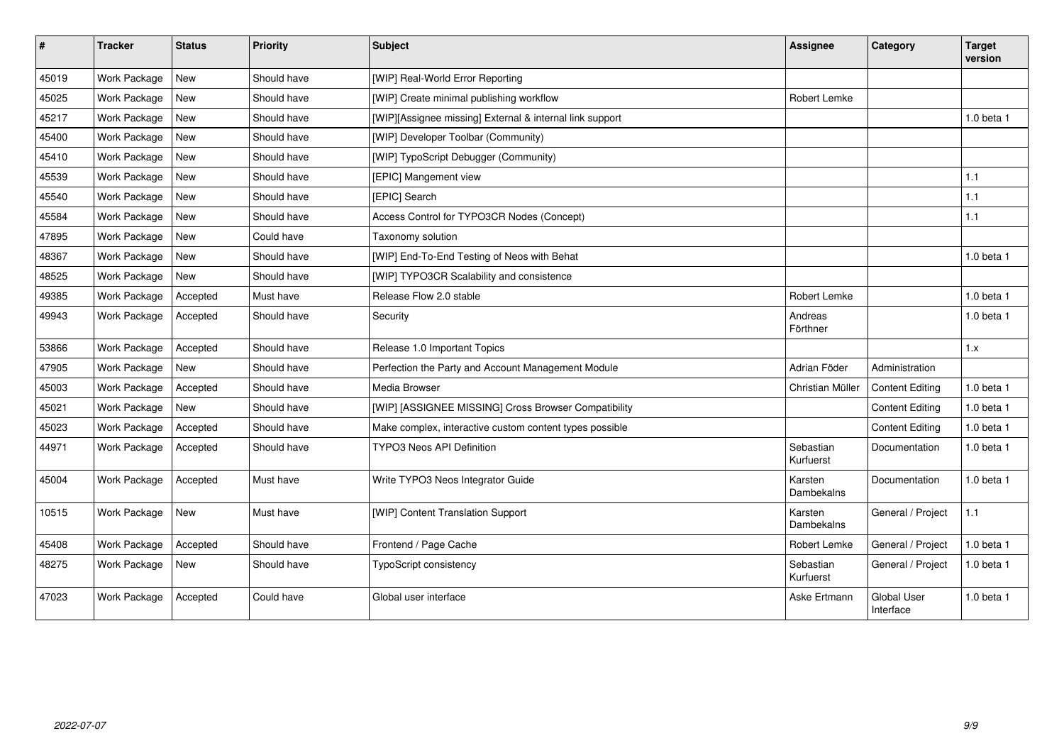| # | Tracker | Status | Priority | Subject | Assignee | Category | Target version |
|---|---|---|---|---|---|---|---|
| 45019 | Work Package | New | Should have | [WIP] Real-World Error Reporting | | | |
| 45025 | Work Package | New | Should have | [WIP] Create minimal publishing workflow | Robert Lemke | | |
| 45217 | Work Package | New | Should have | [WIP][Assignee missing] External & internal link support | | | 1.0 beta 1 |
| 45400 | Work Package | New | Should have | [WIP] Developer Toolbar (Community) | | | |
| 45410 | Work Package | New | Should have | [WIP] TypoScript Debugger (Community) | | | |
| 45539 | Work Package | New | Should have | [EPIC] Mangement view | | | 1.1 |
| 45540 | Work Package | New | Should have | [EPIC] Search | | | 1.1 |
| 45584 | Work Package | New | Should have | Access Control for TYPO3CR Nodes (Concept) | | | 1.1 |
| 47895 | Work Package | New | Could have | Taxonomy solution | | | |
| 48367 | Work Package | New | Should have | [WIP] End-To-End Testing of Neos with Behat | | | 1.0 beta 1 |
| 48525 | Work Package | New | Should have | [WIP] TYPO3CR Scalability and consistence | | | |
| 49385 | Work Package | Accepted | Must have | Release Flow 2.0 stable | Robert Lemke | | 1.0 beta 1 |
| 49943 | Work Package | Accepted | Should have | Security | Andreas Förthner | | 1.0 beta 1 |
| 53866 | Work Package | Accepted | Should have | Release 1.0 Important Topics | | | 1.x |
| 47905 | Work Package | New | Should have | Perfection the Party and Account Management Module | Adrian Föder | Administration | |
| 45003 | Work Package | Accepted | Should have | Media Browser | Christian Müller | Content Editing | 1.0 beta 1 |
| 45021 | Work Package | New | Should have | [WIP] [ASSIGNEE MISSING] Cross Browser Compatibility | | Content Editing | 1.0 beta 1 |
| 45023 | Work Package | Accepted | Should have | Make complex, interactive custom content types possible | | Content Editing | 1.0 beta 1 |
| 44971 | Work Package | Accepted | Should have | TYPO3 Neos API Definition | Sebastian Kurfuerst | Documentation | 1.0 beta 1 |
| 45004 | Work Package | Accepted | Must have | Write TYPO3 Neos Integrator Guide | Karsten Dambekalns | Documentation | 1.0 beta 1 |
| 10515 | Work Package | New | Must have | [WIP] Content Translation Support | Karsten Dambekalns | General / Project | 1.1 |
| 45408 | Work Package | Accepted | Should have | Frontend / Page Cache | Robert Lemke | General / Project | 1.0 beta 1 |
| 48275 | Work Package | New | Should have | TypoScript consistency | Sebastian Kurfuerst | General / Project | 1.0 beta 1 |
| 47023 | Work Package | Accepted | Could have | Global user interface | Aske Ertmann | Global User Interface | 1.0 beta 1 |